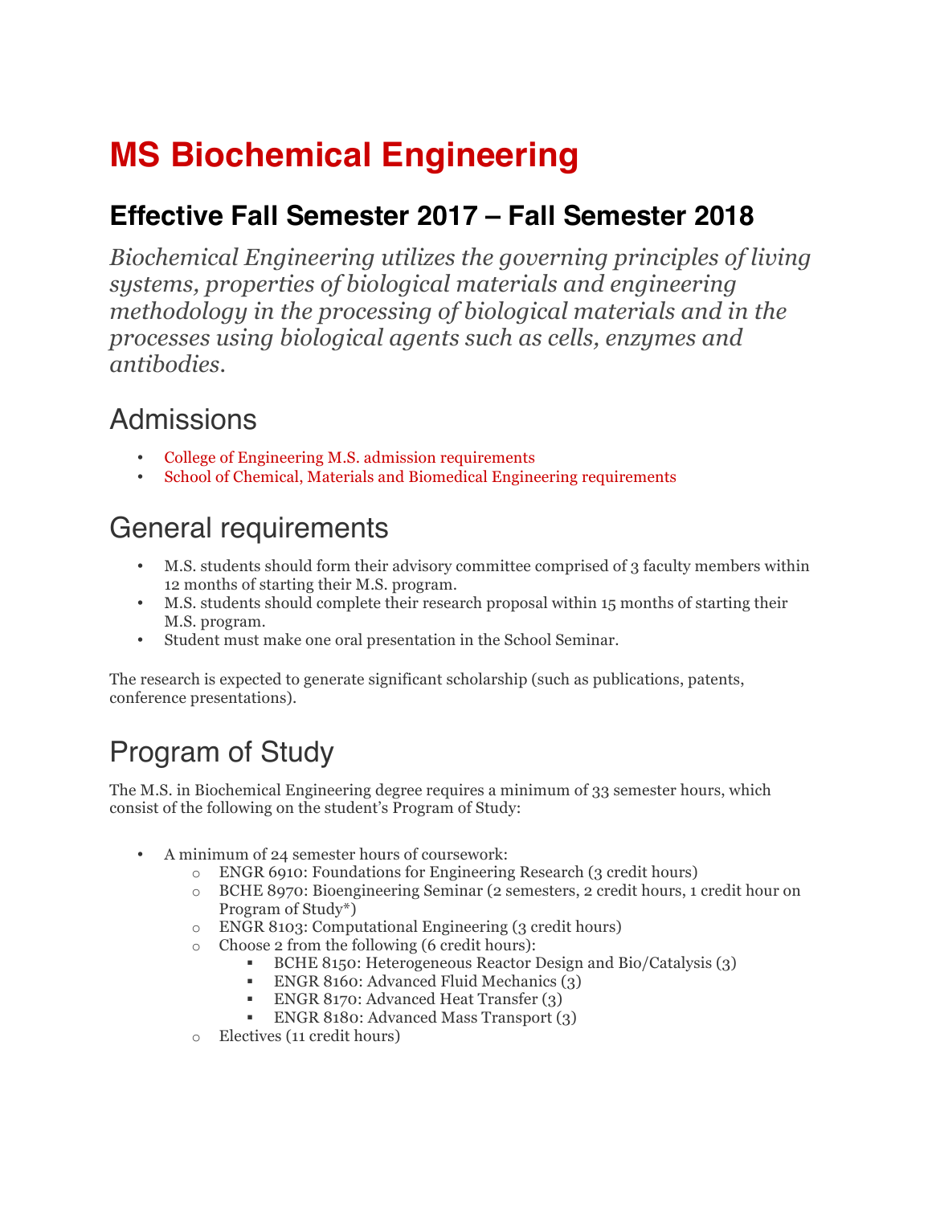# MS Biochemical Engineering

## Effective Fall Semester 2017 – Fall Semester 2018

*Biochemical Engineering utilizes the governing principles of living systems, properties of biological materials and engineering methodology in the processing of biological materials and in the processes using biological agents such as cells, enzymes and antibodies.*

## Admissions

- College of Engineering M.S. admission requirements
- School of Chemical, Materials and Biomedical Engineering requirements

## General requirements

- M.S. students should form their advisory committee comprised of 3 faculty members within 12 months of starting their M.S. program.
- M.S. students should complete their research proposal within 15 months of starting their M.S. program.
- Student must make one oral presentation in the School Seminar.

The research is expected to generate significant scholarship (such as publications, patents, conference presentations).

## Program of Study

The M.S. in Biochemical Engineering degree requires a minimum of 33 semester hours, which consist of the following on the student's Program of Study:

- A minimum of 24 semester hours of coursework:
  - ENGR 6910: Foundations for Engineering Research (3 credit hours)
  - BCHE 8970: Bioengineering Seminar (2 semesters, 2 credit hours, 1 credit hour on Program of Study*)
  - ENGR 8103: Computational Engineering (3 credit hours)
  - Choose 2 from the following (6 credit hours):
    - BCHE 8150: Heterogeneous Reactor Design and Bio/Catalysis (3)
    - ENGR 8160: Advanced Fluid Mechanics (3)
    - ENGR 8170: Advanced Heat Transfer (3)
    - ENGR 8180: Advanced Mass Transport (3)
  - Electives (11 credit hours)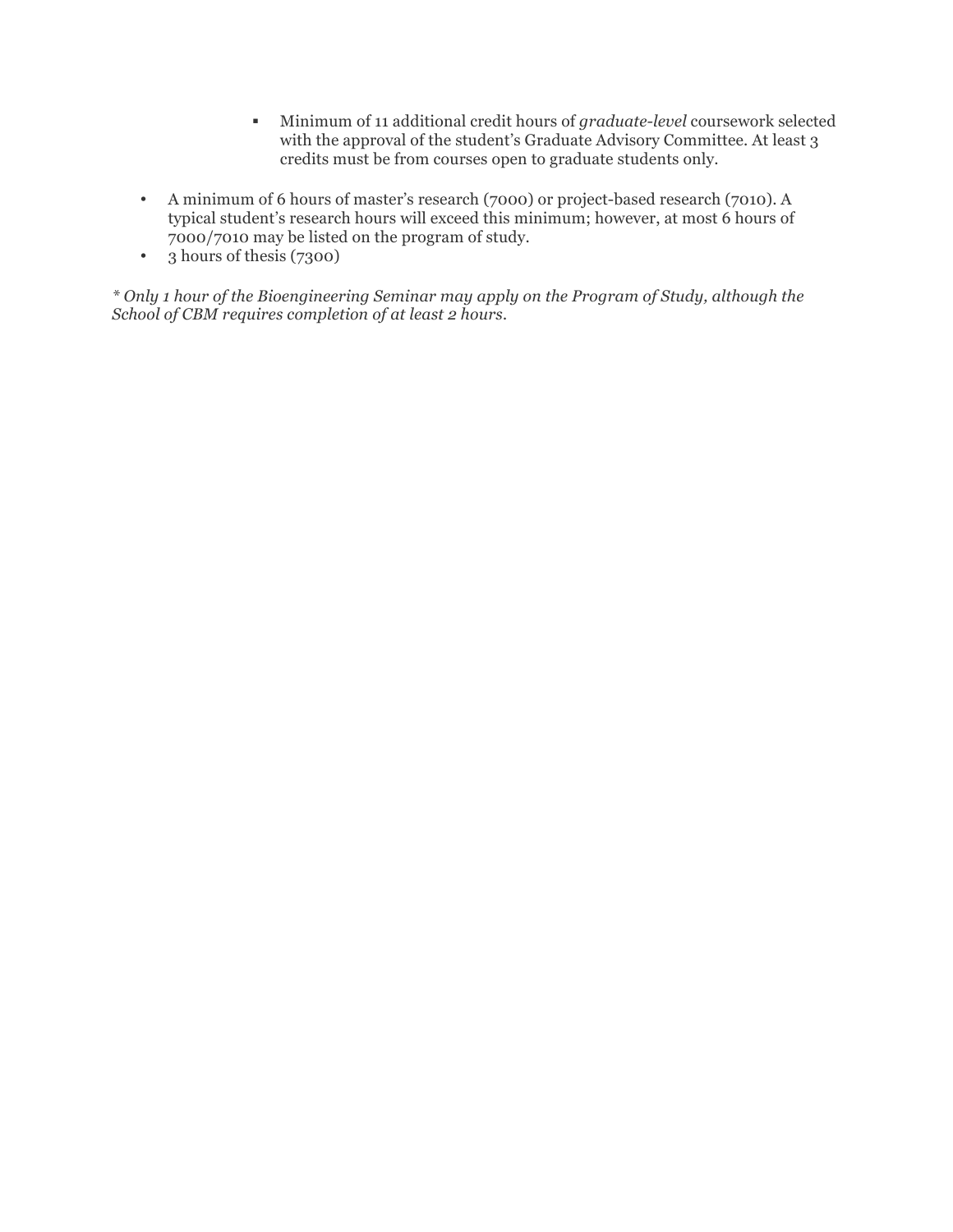- Minimum of 11 additional credit hours of *graduate-level* coursework selected with the approval of the student's Graduate Advisory Committee. At least 3 credits must be from courses open to graduate students only.

- A minimum of 6 hours of master's research (7000) or project-based research (7010). A typical student's research hours will exceed this minimum; however, at most 6 hours of 7000/7010 may be listed on the program of study.
- 3 hours of thesis (7300)

*\* Only 1 hour of the Bioengineering Seminar may apply on the Program of Study, although the School of CBM requires completion of at least 2 hours.*